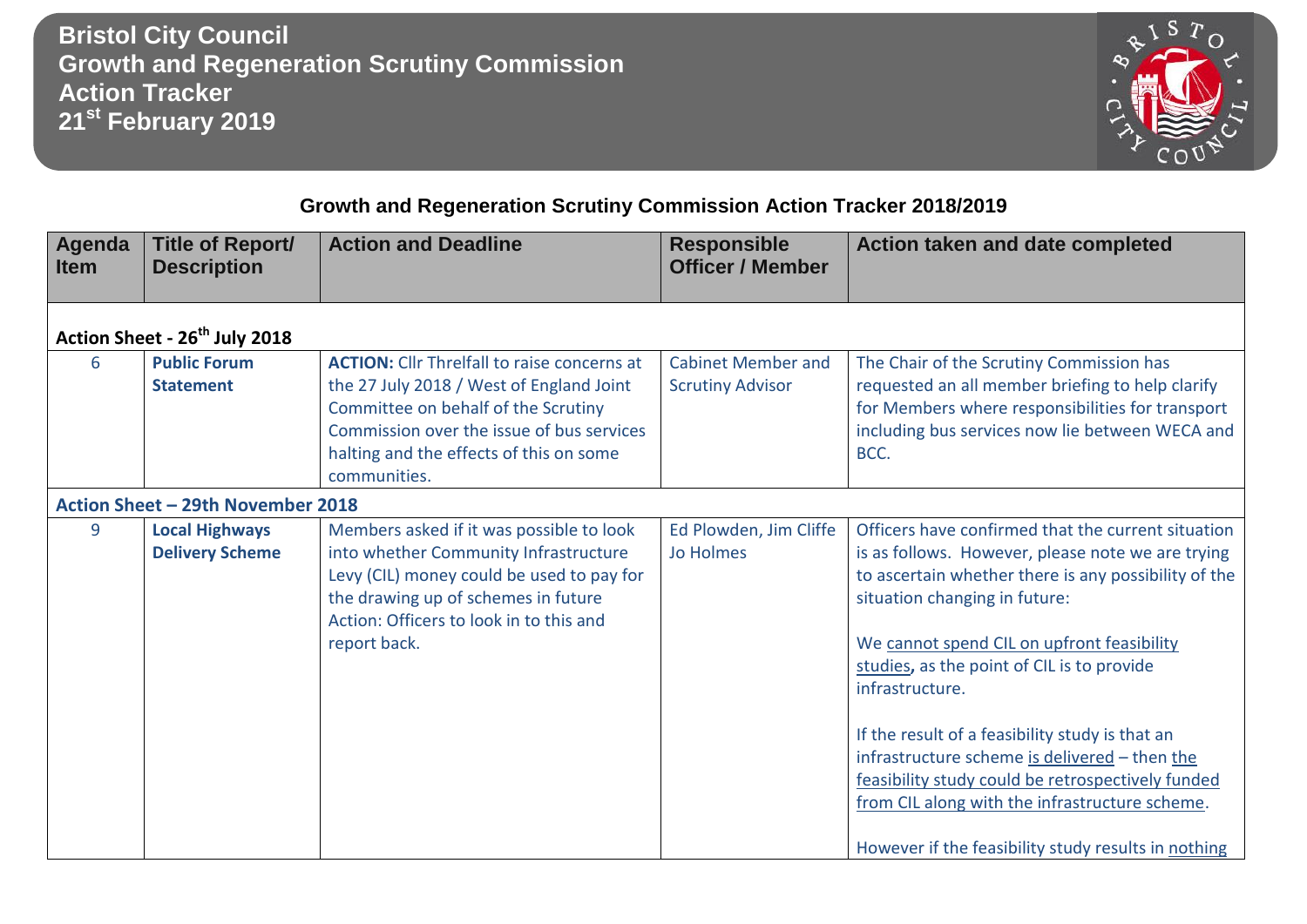# Bristol City Council
# Growth and Regeneration Scrutiny Commission
# Action Tracker
# 21st February 2019

## Growth and Regeneration Scrutiny Commission Action Tracker 2018/2019

| Agenda Item | Title of Report/ Description | Action and Deadline | Responsible Officer / Member | Action taken and date completed |
|---|---|---|---|---|
| **Action Sheet - 26th July 2018** | | | | |
| 6 | **Public Forum Statement** | **ACTION:** Cllr Threlfall to raise concerns at the 27 July 2018 / West of England Joint Committee on behalf of the Scrutiny Commission over the issue of bus services halting and the effects of this on some communities. | Cabinet Member and Scrutiny Advisor | The Chair of the Scrutiny Commission has requested an all member briefing to help clarify for Members where responsibilities for transport including bus services now lie between WECA and BCC. |
| **Action Sheet – 29th November 2018** | | | | |
| 9 | **Local Highways Delivery Scheme** | Members asked if it was possible to look into whether Community Infrastructure Levy (CIL) money could be used to pay for the drawing up of schemes in future Action: Officers to look in to this and report back. | Ed Plowden, Jim Cliffe Jo Holmes | Officers have confirmed that the current situation is as follows. However, please note we are trying to ascertain whether there is any possibility of the situation changing in future:<br><br>We cannot spend CIL on upfront feasibility studies, as the point of CIL is to provide infrastructure.<br><br>If the result of a feasibility study is that an infrastructure scheme is delivered – then the feasibility study could be retrospectively funded from CIL along with the infrastructure scheme.<br><br>However if the feasibility study results in nothing |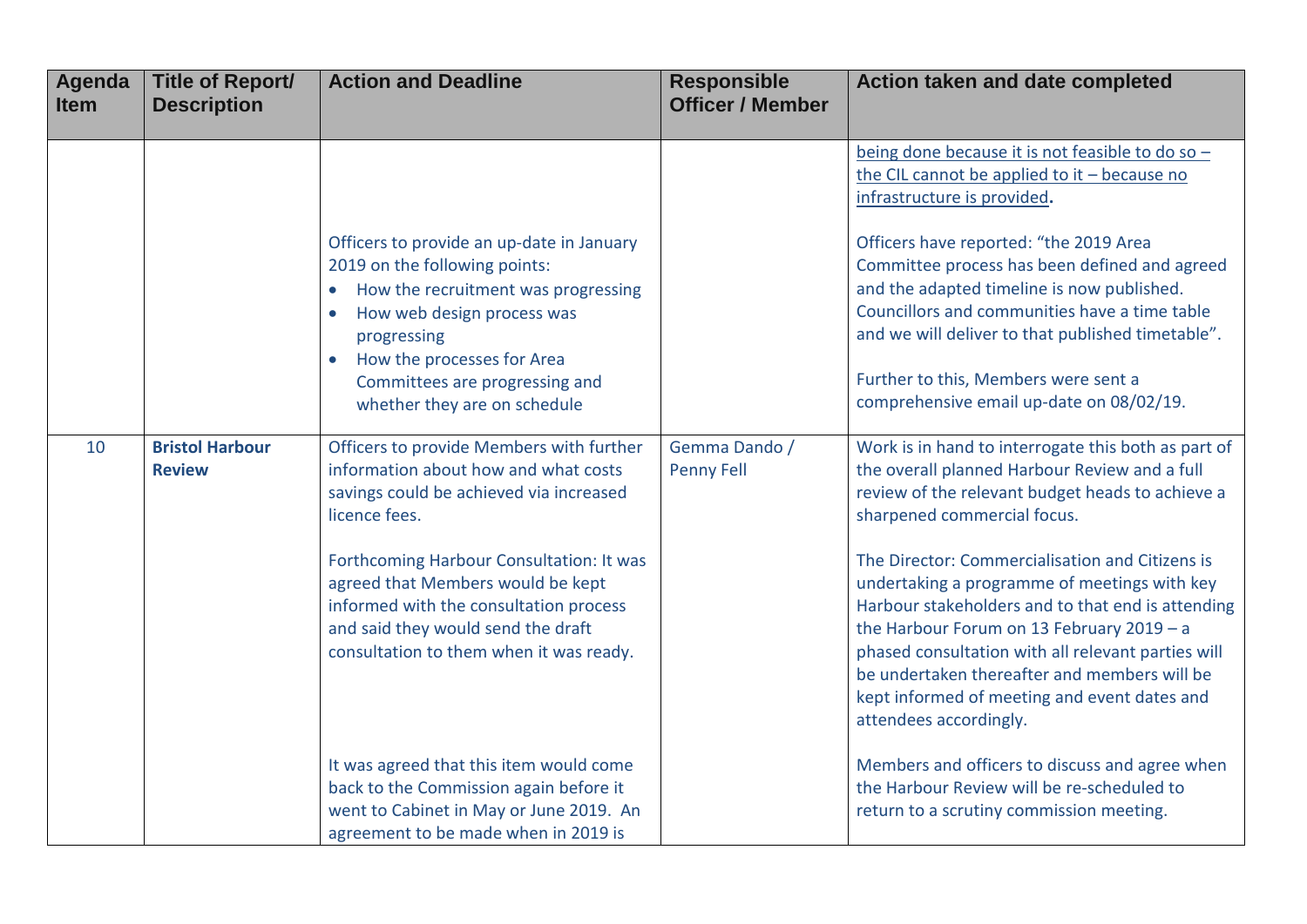| Agenda Item | Title of Report/ Description | Action and Deadline | Responsible Officer / Member | Action taken and date completed |
|---|---|---|---|---|
| | | Officers to provide an up-date in January 2019 on the following points:<br>• How the recruitment was progressing<br>• How web design process was progressing<br>• How the processes for Area Committees are progressing and whether they are on schedule | | being done because it is not feasible to do so – the CIL cannot be applied to it – because no infrastructure is provided.<br><br>Officers have reported: "the 2019 Area Committee process has been defined and agreed and the adapted timeline is now published. Councillors and communities have a time table and we will deliver to that published timetable".<br><br>Further to this, Members were sent a comprehensive email up-date on 08/02/19. |
| 10 | **Bristol Harbour Review** | Officers to provide Members with further information about how and what costs savings could be achieved via increased licence fees.<br><br>Forthcoming Harbour Consultation: It was agreed that Members would be kept informed with the consultation process and said they would send the draft consultation to them when it was ready.<br><br>It was agreed that this item would come back to the Commission again before it went to Cabinet in May or June 2019. An agreement to be made when in 2019 is | Gemma Dando / Penny Fell | Work is in hand to interrogate this both as part of the overall planned Harbour Review and a full review of the relevant budget heads to achieve a sharpened commercial focus.<br><br>The Director: Commercialisation and Citizens is undertaking a programme of meetings with key Harbour stakeholders and to that end is attending the Harbour Forum on 13 February 2019 – a phased consultation with all relevant parties will be undertaken thereafter and members will be kept informed of meeting and event dates and attendees accordingly.<br><br>Members and officers to discuss and agree when the Harbour Review will be re-scheduled to return to a scrutiny commission meeting. |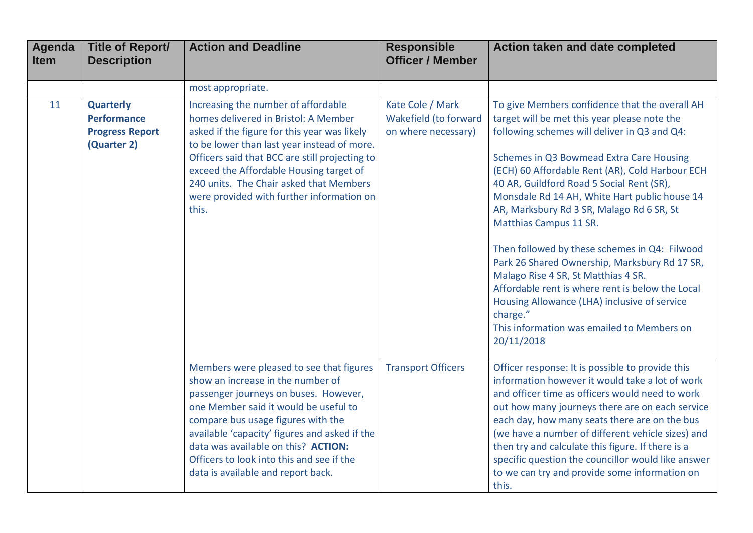| Agenda Item | Title of Report/ Description | Action and Deadline | Responsible Officer / Member | Action taken and date completed |
|---|---|---|---|---|
| | | most appropriate. | | |
| 11 | **Quarterly Performance Progress Report (Quarter 2)** | Increasing the number of affordable homes delivered in Bristol: A Member asked if the figure for this year was likely to be lower than last year instead of more. Officers said that BCC are still projecting to exceed the Affordable Housing target of 240 units. The Chair asked that Members were provided with further information on this. | Kate Cole / Mark Wakefield (to forward on where necessary) | To give Members confidence that the overall AH target will be met this year please note the following schemes will deliver in Q3 and Q4:<br><br>Schemes in Q3 Bowmead Extra Care Housing (ECH) 60 Affordable Rent (AR), Cold Harbour ECH 40 AR, Guildford Road 5 Social Rent (SR), Monsdale Rd 14 AH, White Hart public house 14 AR, Marksbury Rd 3 SR, Malago Rd 6 SR, St Matthias Campus 11 SR.<br><br>Then followed by these schemes in Q4: Filwood Park 26 Shared Ownership, Marksbury Rd 17 SR, Malago Rise 4 SR, St Matthias 4 SR.<br>Affordable rent is where rent is below the Local Housing Allowance (LHA) inclusive of service charge."<br>This information was emailed to Members on 20/11/2018 |
| | | Members were pleased to see that figures show an increase in the number of passenger journeys on buses. However, one Member said it would be useful to compare bus usage figures with the available 'capacity' figures and asked if the data was available on this? **ACTION:** Officers to look into this and see if the data is available and report back. | Transport Officers | Officer response: It is possible to provide this information however it would take a lot of work and officer time as officers would need to work out how many journeys there are on each service each day, how many seats there are on the bus (we have a number of different vehicle sizes) and then try and calculate this figure. If there is a specific question the councillor would like answer to we can try and provide some information on this. |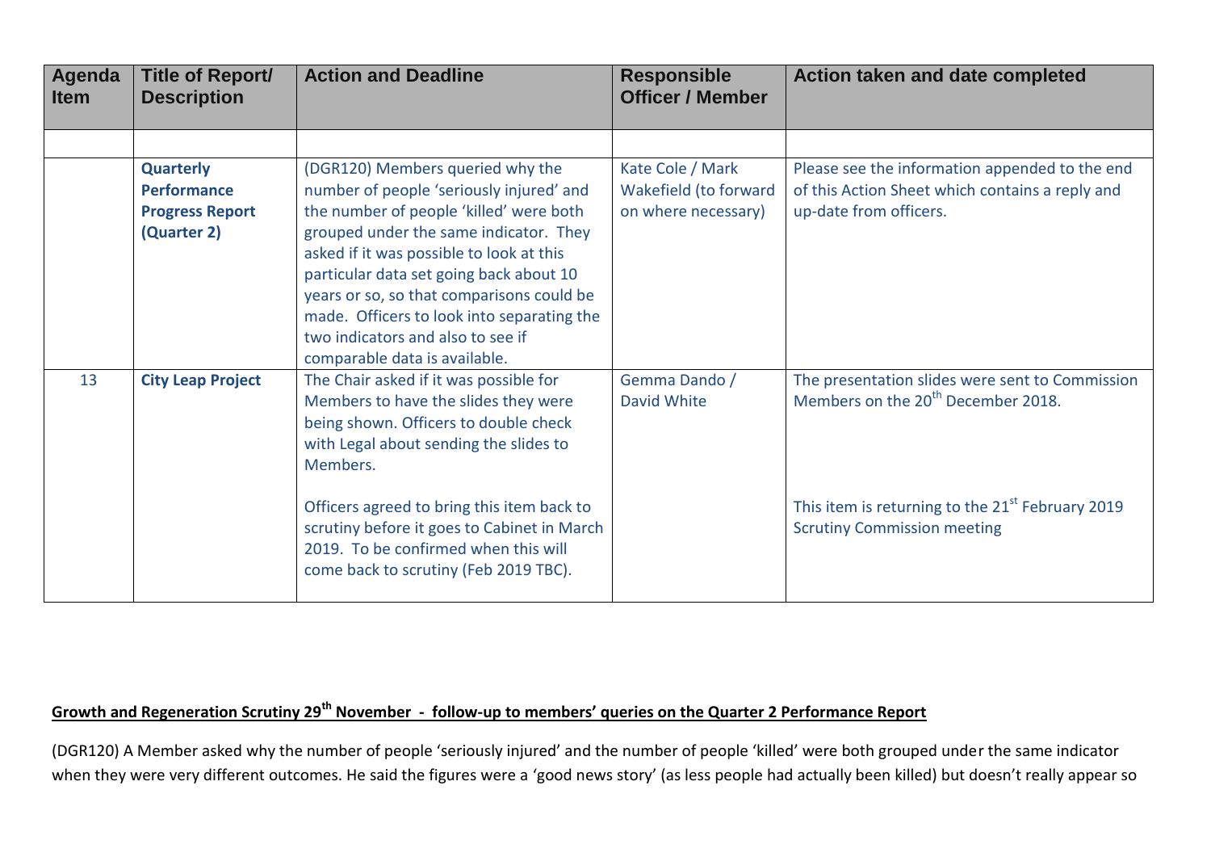| Agenda Item | Title of Report/ Description | Action and Deadline | Responsible Officer / Member | Action taken and date completed |
|---|---|---|---|---|
| | | | | |
| | **Quarterly Performance Progress Report (Quarter 2)** | (DGR120) Members queried why the number of people 'seriously injured' and the number of people 'killed' were both grouped under the same indicator. They asked if it was possible to look at this particular data set going back about 10 years or so, so that comparisons could be made. Officers to look into separating the two indicators and also to see if comparable data is available. | Kate Cole / Mark Wakefield (to forward on where necessary) | Please see the information appended to the end of this Action Sheet which contains a reply and up-date from officers. |
| 13 | **City Leap Project** | The Chair asked if it was possible for Members to have the slides they were being shown. Officers to double check with Legal about sending the slides to Members.<br><br>Officers agreed to bring this item back to scrutiny before it goes to Cabinet in March 2019. To be confirmed when this will come back to scrutiny (Feb 2019 TBC). | Gemma Dando / David White | The presentation slides were sent to Commission Members on the 20th December 2018.<br><br>This item is returning to the 21st February 2019 Scrutiny Commission meeting |

**Growth and Regeneration Scrutiny 29th November - follow-up to members' queries on the Quarter 2 Performance Report**

(DGR120) A Member asked why the number of people 'seriously injured' and the number of people 'killed' were both grouped under the same indicator when they were very different outcomes. He said the figures were a 'good news story' (as less people had actually been killed) but doesn't really appear so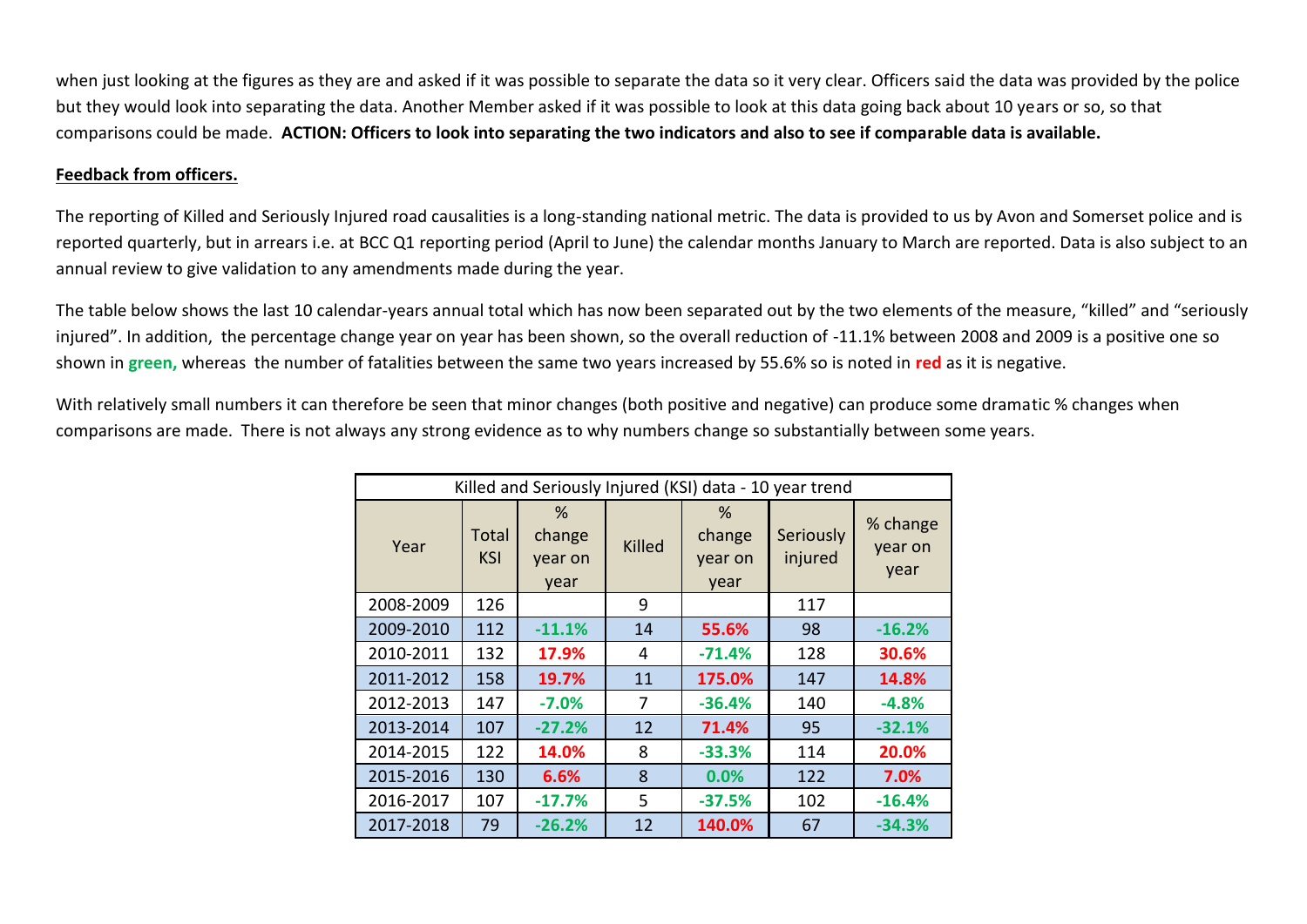when just looking at the figures as they are and asked if it was possible to separate the data so it very clear. Officers said the data was provided by the police but they would look into separating the data. Another Member asked if it was possible to look at this data going back about 10 years or so, so that comparisons could be made. **ACTION: Officers to look into separating the two indicators and also to see if comparable data is available.**

**Feedback from officers.**

The reporting of Killed and Seriously Injured road causalities is a long-standing national metric. The data is provided to us by Avon and Somerset police and is reported quarterly, but in arrears i.e. at BCC Q1 reporting period (April to June) the calendar months January to March are reported. Data is also subject to an annual review to give validation to any amendments made during the year.

The table below shows the last 10 calendar-years annual total which has now been separated out by the two elements of the measure, "killed" and "seriously injured". In addition, the percentage change year on year has been shown, so the overall reduction of -11.1% between 2008 and 2009 is a positive one so shown in **green,** whereas the number of fatalities between the same two years increased by 55.6% so is noted in **red** as it is negative.

With relatively small numbers it can therefore be seen that minor changes (both positive and negative) can produce some dramatic % changes when comparisons are made. There is not always any strong evidence as to why numbers change so substantially between some years.

Killed and Seriously Injured (KSI) data - 10 year trend

| Year | Total KSI | % change year on year | Killed | % change year on year | Seriously injured | % change year on year |
|---|---|---|---|---|---|---|
| 2008-2009 | 126 | | 9 | | 117 | |
| 2009-2010 | 112 | **-11.1%** | 14 | **55.6%** | 98 | **-16.2%** |
| 2010-2011 | 132 | **17.9%** | 4 | **-71.4%** | 128 | **30.6%** |
| 2011-2012 | 158 | **19.7%** | 11 | **175.0%** | 147 | **14.8%** |
| 2012-2013 | 147 | **-7.0%** | 7 | **-36.4%** | 140 | **-4.8%** |
| 2013-2014 | 107 | **-27.2%** | 12 | **71.4%** | 95 | **-32.1%** |
| 2014-2015 | 122 | **14.0%** | 8 | **-33.3%** | 114 | **20.0%** |
| 2015-2016 | 130 | **6.6%** | 8 | **0.0%** | 122 | **7.0%** |
| 2016-2017 | 107 | **-17.7%** | 5 | **-37.5%** | 102 | **-16.4%** |
| 2017-2018 | 79 | **-26.2%** | 12 | **140.0%** | 67 | **-34.3%** |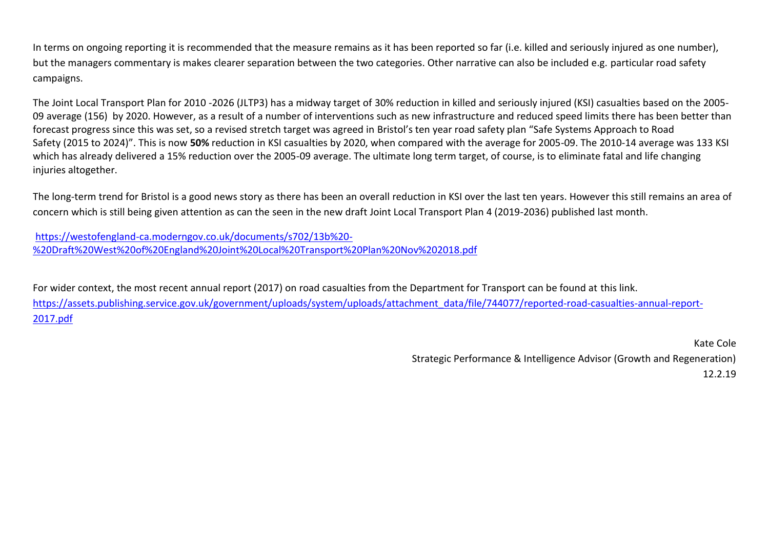In terms on ongoing reporting it is recommended that the measure remains as it has been reported so far (i.e. killed and seriously injured as one number), but the managers commentary is makes clearer separation between the two categories. Other narrative can also be included e.g. particular road safety campaigns.

The Joint Local Transport Plan for 2010 -2026 (JLTP3) has a midway target of 30% reduction in killed and seriously injured (KSI) casualties based on the 2005-09 average (156) by 2020. However, as a result of a number of interventions such as new infrastructure and reduced speed limits there has been better than forecast progress since this was set, so a revised stretch target was agreed in Bristol's ten year road safety plan "Safe Systems Approach to Road Safety (2015 to 2024)". This is now **50%** reduction in KSI casualties by 2020, when compared with the average for 2005-09. The 2010-14 average was 133 KSI which has already delivered a 15% reduction over the 2005-09 average. The ultimate long term target, of course, is to eliminate fatal and life changing injuries altogether.

The long-term trend for Bristol is a good news story as there has been an overall reduction in KSI over the last ten years. However this still remains an area of concern which is still being given attention as can the seen in the new draft Joint Local Transport Plan 4 (2019-2036) published last month.

https://westofengland-ca.moderngov.co.uk/documents/s702/13b%20-%20Draft%20West%20of%20England%20Joint%20Local%20Transport%20Plan%20Nov%202018.pdf

For wider context, the most recent annual report (2017) on road casualties from the Department for Transport can be found at this link.
https://assets.publishing.service.gov.uk/government/uploads/system/uploads/attachment_data/file/744077/reported-road-casualties-annual-report-2017.pdf

Kate Cole
Strategic Performance & Intelligence Advisor (Growth and Regeneration)
12.2.19